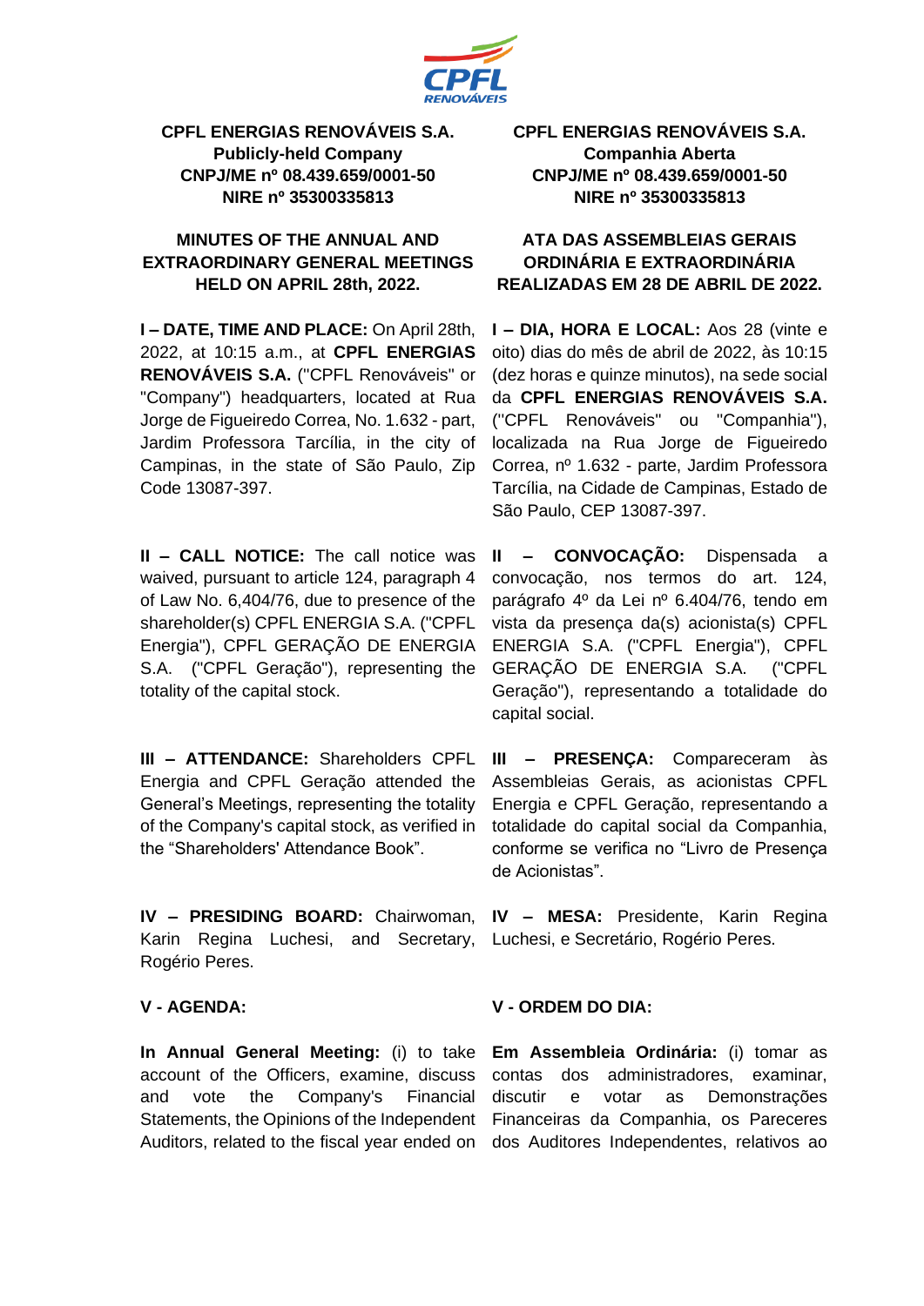**CPFL ENERGIAS RENOVÁVEIS S.A.**
**Publicly-held Company**
**CNPJ/ME nº 08.439.659/0001-50**
**NIRE nº 35300335813**

**MINUTES OF THE ANNUAL AND EXTRAORDINARY GENERAL MEETINGS HELD ON APRIL 28th, 2022.**

**I – DATE, TIME AND PLACE:** On April 28th, 2022, at 10:15 a.m., at **CPFL ENERGIAS RENOVÁVEIS S.A.** ("CPFL Renováveis" or "Company") headquarters, located at Rua Jorge de Figueiredo Correa, No. 1.632 - part, Jardim Professora Tarcília, in the city of Campinas, in the state of São Paulo, Zip Code 13087-397.

**II – CALL NOTICE:** The call notice was waived, pursuant to article 124, paragraph 4 of Law No. 6,404/76, due to presence of the shareholder(s) CPFL ENERGIA S.A. ("CPFL Energia"), CPFL GERAÇÃO DE ENERGIA S.A. ("CPFL Geração"), representing the totality of the capital stock.

**III – ATTENDANCE:** Shareholders CPFL Energia and CPFL Geração attended the General's Meetings, representing the totality of the Company's capital stock, as verified in the "Shareholders' Attendance Book".

**IV – PRESIDING BOARD:** Chairwoman, Karin Regina Luchesi, and Secretary, Rogério Peres.

**V - AGENDA:**

**In Annual General Meeting:** (i) to take account of the Officers, examine, discuss and vote the Company's Financial Statements, the Opinions of the Independent Auditors, related to the fiscal year ended on

---

**CPFL ENERGIAS RENOVÁVEIS S.A.**
**Companhia Aberta**
**CNPJ/ME nº 08.439.659/0001-50**
**NIRE nº 35300335813**

**ATA DAS ASSEMBLEIAS GERAIS ORDINÁRIA E EXTRAORDINÁRIA REALIZADAS EM 28 DE ABRIL DE 2022.**

**I – DIA, HORA E LOCAL:** Aos 28 (vinte e oito) dias do mês de abril de 2022, às 10:15 (dez horas e quinze minutos), na sede social da **CPFL ENERGIAS RENOVÁVEIS S.A.** ("CPFL Renováveis" ou "Companhia"), localizada na Rua Jorge de Figueiredo Correa, nº 1.632 - parte, Jardim Professora Tarcília, na Cidade de Campinas, Estado de São Paulo, CEP 13087-397.

**II – CONVOCAÇÃO:** Dispensada a convocação, nos termos do art. 124, parágrafo 4º da Lei nº 6.404/76, tendo em vista da presença da(s) acionista(s) CPFL ENERGIA S.A. ("CPFL Energia"), CPFL GERAÇÃO DE ENERGIA S.A. ("CPFL Geração"), representando a totalidade do capital social.

**III – PRESENÇA:** Compareceram às Assembleias Gerais, as acionistas CPFL Energia e CPFL Geração, representando a totalidade do capital social da Companhia, conforme se verifica no "Livro de Presença de Acionistas".

**IV – MESA:** Presidente, Karin Regina Luchesi, e Secretário, Rogério Peres.

**V - ORDEM DO DIA:**

**Em Assembleia Ordinária:** (i) tomar as contas dos administradores, examinar, discutir e votar as Demonstrações Financeiras da Companhia, os Pareceres dos Auditores Independentes, relativos ao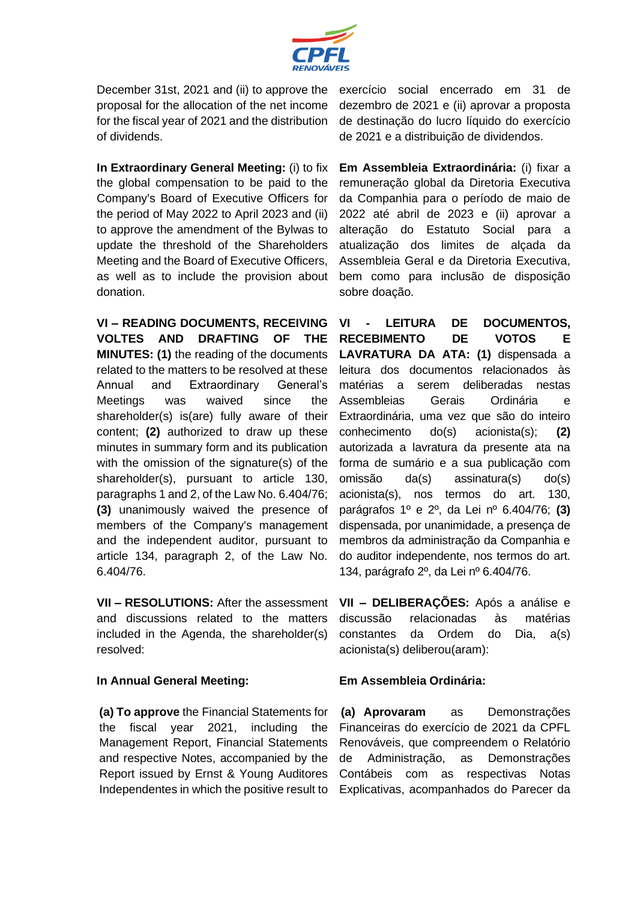December 31st, 2021 and (ii) to approve the proposal for the allocation of the net income for the fiscal year of 2021 and the distribution of dividends.

**In Extraordinary General Meeting:** (i) to fix the global compensation to be paid to the Company's Board of Executive Officers for the period of May 2022 to April 2023 and (ii) to approve the amendment of the Bylwas to update the threshold of the Shareholders Meeting and the Board of Executive Officers, as well as to include the provision about donation.

**VI – READING DOCUMENTS, RECEIVING VOLTES AND DRAFTING OF THE MINUTES: (1)** the reading of the documents related to the matters to be resolved at these Annual and Extraordinary General's Meetings was waived since the shareholder(s) is(are) fully aware of their content; **(2)** authorized to draw up these minutes in summary form and its publication with the omission of the signature(s) of the shareholder(s), pursuant to article 130, paragraphs 1 and 2, of the Law No. 6.404/76; **(3)** unanimously waived the presence of members of the Company's management and the independent auditor, pursuant to article 134, paragraph 2, of the Law No. 6.404/76.

**VII – RESOLUTIONS:** After the assessment and discussions related to the matters included in the Agenda, the shareholder(s) resolved:

**In Annual General Meeting:**

**(a) To approve** the Financial Statements for the fiscal year 2021, including the Management Report, Financial Statements and respective Notes, accompanied by the Report issued by Ernst & Young Auditores Independentes in which the positive result to

exercício social encerrado em 31 de dezembro de 2021 e (ii) aprovar a proposta de destinação do lucro líquido do exercício de 2021 e a distribuição de dividendos.

**Em Assembleia Extraordinária:** (i) fixar a remuneração global da Diretoria Executiva da Companhia para o período de maio de 2022 até abril de 2023 e (ii) aprovar a alteração do Estatuto Social para a atualização dos limites de alçada da Assembleia Geral e da Diretoria Executiva, bem como para inclusão de disposição sobre doação.

**VI - LEITURA DE DOCUMENTOS, RECEBIMENTO DE VOTOS E LAVRATURA DA ATA: (1)** dispensada a leitura dos documentos relacionados às matérias a serem deliberadas nestas Assembleias Gerais Ordinária e Extraordinária, uma vez que são do inteiro conhecimento do(s) acionista(s); **(2)** autorizada a lavratura da presente ata na forma de sumário e a sua publicação com omissão da(s) assinatura(s) do(s) acionista(s), nos termos do art. 130, parágrafos 1º e 2º, da Lei nº 6.404/76; **(3)** dispensada, por unanimidade, a presença de membros da administração da Companhia e do auditor independente, nos termos do art. 134, parágrafo 2º, da Lei nº 6.404/76.

**VII – DELIBERAÇÕES:** Após a análise e discussão relacionadas às matérias constantes da Ordem do Dia, a(s) acionista(s) deliberou(aram):

**Em Assembleia Ordinária:**

**(a) Aprovaram** as Demonstrações Financeiras do exercício de 2021 da CPFL Renováveis, que compreendem o Relatório de Administração, as Demonstrações Contábeis com as respectivas Notas Explicativas, acompanhados do Parecer da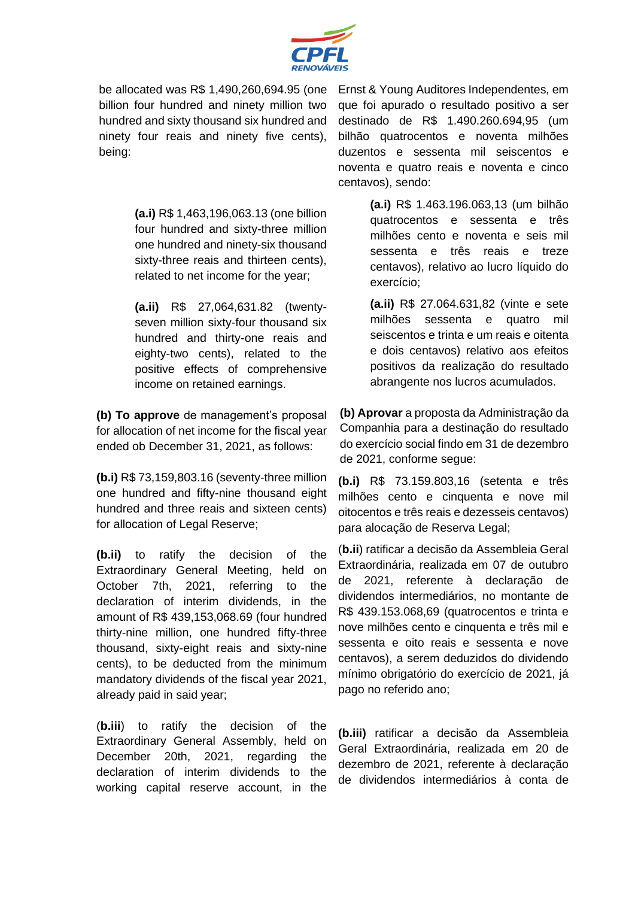be allocated was R$ 1,490,260,694.95 (one billion four hundred and ninety million two hundred and sixty thousand six hundred and ninety four reais and ninety five cents), being:

**(a.i)** R$ 1,463,196,063.13 (one billion four hundred and sixty-three million one hundred and ninety-six thousand sixty-three reais and thirteen cents), related to net income for the year;

**(a.ii)** R$ 27,064,631.82 (twenty-seven million sixty-four thousand six hundred and thirty-one reais and eighty-two cents), related to the positive effects of comprehensive income on retained earnings.

**(b) To approve** de management's proposal for allocation of net income for the fiscal year ended ob December 31, 2021, as follows:

**(b.i)** R$ 73,159,803.16 (seventy-three million one hundred and fifty-nine thousand eight hundred and three reais and sixteen cents) for allocation of Legal Reserve;

**(b.ii)** to ratify the decision of the Extraordinary General Meeting, held on October 7th, 2021, referring to the declaration of interim dividends, in the amount of R$ 439,153,068.69 (four hundred thirty-nine million, one hundred fifty-three thousand, sixty-eight reais and sixty-nine cents), to be deducted from the minimum mandatory dividends of the fiscal year 2021, already paid in said year;

(**b.iii**) to ratify the decision of the Extraordinary General Assembly, held on December 20th, 2021, regarding the declaration of interim dividends to the working capital reserve account, in the

Ernst & Young Auditores Independentes, em que foi apurado o resultado positivo a ser destinado de R$ 1.490.260.694,95 (um bilhão quatrocentos e noventa milhões duzentos e sessenta mil seiscentos e noventa e quatro reais e noventa e cinco centavos), sendo:

**(a.i)** R$ 1.463.196.063,13 (um bilhão quatrocentos e sessenta e três milhões cento e noventa e seis mil sessenta e três reais e treze centavos), relativo ao lucro líquido do exercício;

**(a.ii)** R$ 27.064.631,82 (vinte e sete milhões sessenta e quatro mil seiscentos e trinta e um reais e oitenta e dois centavos) relativo aos efeitos positivos da realização do resultado abrangente nos lucros acumulados.

**(b) Aprovar** a proposta da Administração da Companhia para a destinação do resultado do exercício social findo em 31 de dezembro de 2021, conforme segue:

**(b.i)** R$ 73.159.803,16 (setenta e três milhões cento e cinquenta e nove mil oitocentos e três reais e dezesseis centavos) para alocação de Reserva Legal;

(**b.ii**) ratificar a decisão da Assembleia Geral Extraordinária, realizada em 07 de outubro de 2021, referente à declaração de dividendos intermediários, no montante de R$ 439.153.068,69 (quatrocentos e trinta e nove milhões cento e cinquenta e três mil e sessenta e oito reais e sessenta e nove centavos), a serem deduzidos do dividendo mínimo obrigatório do exercício de 2021, já pago no referido ano;

**(b.iii)** ratificar a decisão da Assembleia Geral Extraordinária, realizada em 20 de dezembro de 2021, referente à declaração de dividendos intermediários à conta de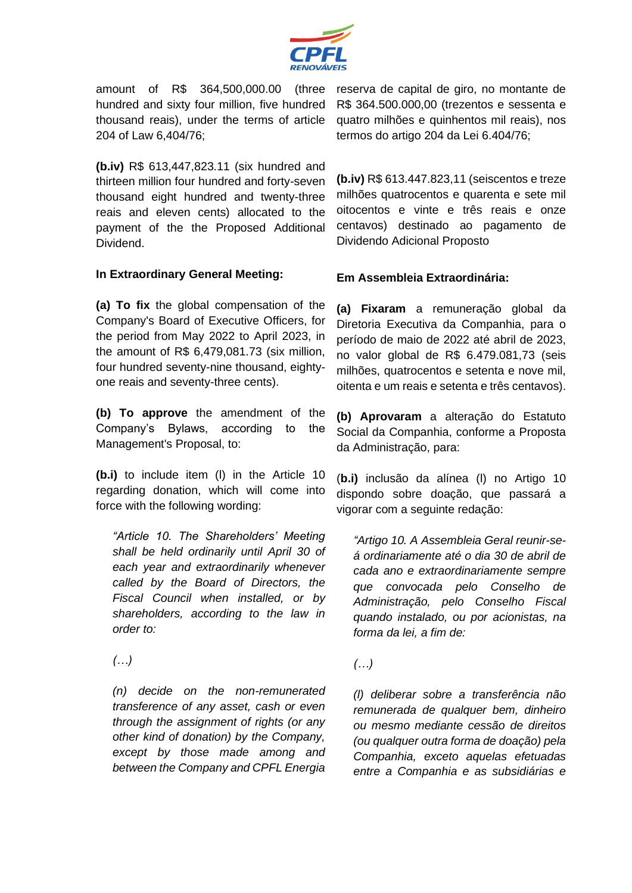amount of R$ 364,500,000.00 (three hundred and sixty four million, five hundred thousand reais), under the terms of article 204 of Law 6,404/76;

**(b.iv)** R$ 613,447,823.11 (six hundred and thirteen million four hundred and forty-seven thousand eight hundred and twenty-three reais and eleven cents) allocated to the payment of the the Proposed Additional Dividend.

**In Extraordinary General Meeting:**

**(a) To fix** the global compensation of the Company's Board of Executive Officers, for the period from May 2022 to April 2023, in the amount of R$ 6,479,081.73 (six million, four hundred seventy-nine thousand, eighty-one reais and seventy-three cents).

**(b) To approve** the amendment of the Company's Bylaws, according to the Management's Proposal, to:

**(b.i)** to include item (l) in the Article 10 regarding donation, which will come into force with the following wording:

> *"Article 10. The Shareholders' Meeting shall be held ordinarily until April 30 of each year and extraordinarily whenever called by the Board of Directors, the Fiscal Council when installed, or by shareholders, according to the law in order to:*
>
> *(…)*
>
> *(n) decide on the non-remunerated transference of any asset, cash or even through the assignment of rights (or any other kind of donation) by the Company, except by those made among and between the Company and CPFL Energia*

reserva de capital de giro, no montante de R$ 364.500.000,00 (trezentos e sessenta e quatro milhões e quinhentos mil reais), nos termos do artigo 204 da Lei 6.404/76;

**(b.iv)** R$ 613.447.823,11 (seiscentos e treze milhões quatrocentos e quarenta e sete mil oitocentos e vinte e três reais e onze centavos) destinado ao pagamento de Dividendo Adicional Proposto

**Em Assembleia Extraordinária:**

**(a) Fixaram** a remuneração global da Diretoria Executiva da Companhia, para o período de maio de 2022 até abril de 2023, no valor global de R$ 6.479.081,73 (seis milhões, quatrocentos e setenta e nove mil, oitenta e um reais e setenta e três centavos).

**(b) Aprovaram** a alteração do Estatuto Social da Companhia, conforme a Proposta da Administração, para:

(**b.i)** inclusão da alínea (l) no Artigo 10 dispondo sobre doação, que passará a vigorar com a seguinte redação:

> *"Artigo 10. A Assembleia Geral reunir-se-á ordinariamente até o dia 30 de abril de cada ano e extraordinariamente sempre que convocada pelo Conselho de Administração, pelo Conselho Fiscal quando instalado, ou por acionistas, na forma da lei, a fim de:*
>
> *(…)*
>
> *(l) deliberar sobre a transferência não remunerada de qualquer bem, dinheiro ou mesmo mediante cessão de direitos (ou qualquer outra forma de doação) pela Companhia, exceto aquelas efetuadas entre a Companhia e as subsidiárias e*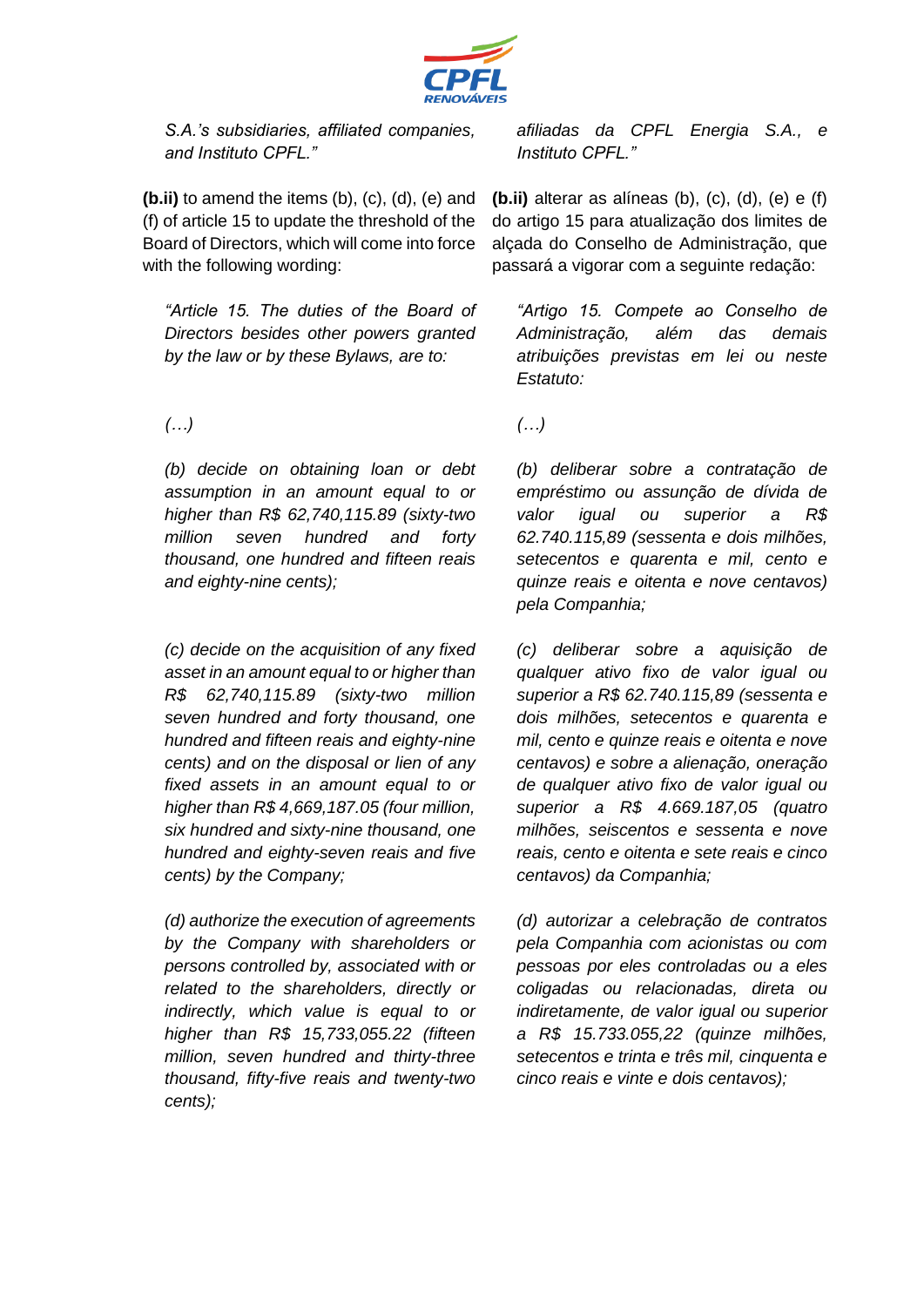*S.A.'s subsidiaries, affiliated companies, and Instituto CPFL."*

**(b.ii)** to amend the items (b), (c), (d), (e) and (f) of article 15 to update the threshold of the Board of Directors, which will come into force with the following wording:

*"Article 15. The duties of the Board of Directors besides other powers granted by the law or by these Bylaws, are to:*

*(…)*

*(b) decide on obtaining loan or debt assumption in an amount equal to or higher than R$ 62,740,115.89 (sixty-two million seven hundred and forty thousand, one hundred and fifteen reais and eighty-nine cents);*

*(c) decide on the acquisition of any fixed asset in an amount equal to or higher than R$ 62,740,115.89 (sixty-two million seven hundred and forty thousand, one hundred and fifteen reais and eighty-nine cents) and on the disposal or lien of any fixed assets in an amount equal to or higher than R$ 4,669,187.05 (four million, six hundred and sixty-nine thousand, one hundred and eighty-seven reais and five cents) by the Company;*

*(d) authorize the execution of agreements by the Company with shareholders or persons controlled by, associated with or related to the shareholders, directly or indirectly, which value is equal to or higher than R$ 15,733,055.22 (fifteen million, seven hundred and thirty-three thousand, fifty-five reais and twenty-two cents);*

*afiliadas da CPFL Energia S.A., e Instituto CPFL."*

**(b.ii)** alterar as alíneas (b), (c), (d), (e) e (f) do artigo 15 para atualização dos limites de alçada do Conselho de Administração, que passará a vigorar com a seguinte redação:

*"Artigo 15. Compete ao Conselho de Administração, além das demais atribuições previstas em lei ou neste Estatuto:*

*(…)*

*(b) deliberar sobre a contratação de empréstimo ou assunção de dívida de valor igual ou superior a R$ 62.740.115,89 (sessenta e dois milhões, setecentos e quarenta e mil, cento e quinze reais e oitenta e nove centavos) pela Companhia;*

*(c) deliberar sobre a aquisição de qualquer ativo fixo de valor igual ou superior a R$ 62.740.115,89 (sessenta e dois milhões, setecentos e quarenta e mil, cento e quinze reais e oitenta e nove centavos) e sobre a alienação, oneração de qualquer ativo fixo de valor igual ou superior a R$ 4.669.187,05 (quatro milhões, seiscentos e sessenta e nove reais, cento e oitenta e sete reais e cinco centavos) da Companhia;*

*(d) autorizar a celebração de contratos pela Companhia com acionistas ou com pessoas por eles controladas ou a eles coligadas ou relacionadas, direta ou indiretamente, de valor igual ou superior a R$ 15.733.055,22 (quinze milhões, setecentos e trinta e três mil, cinquenta e cinco reais e vinte e dois centavos);*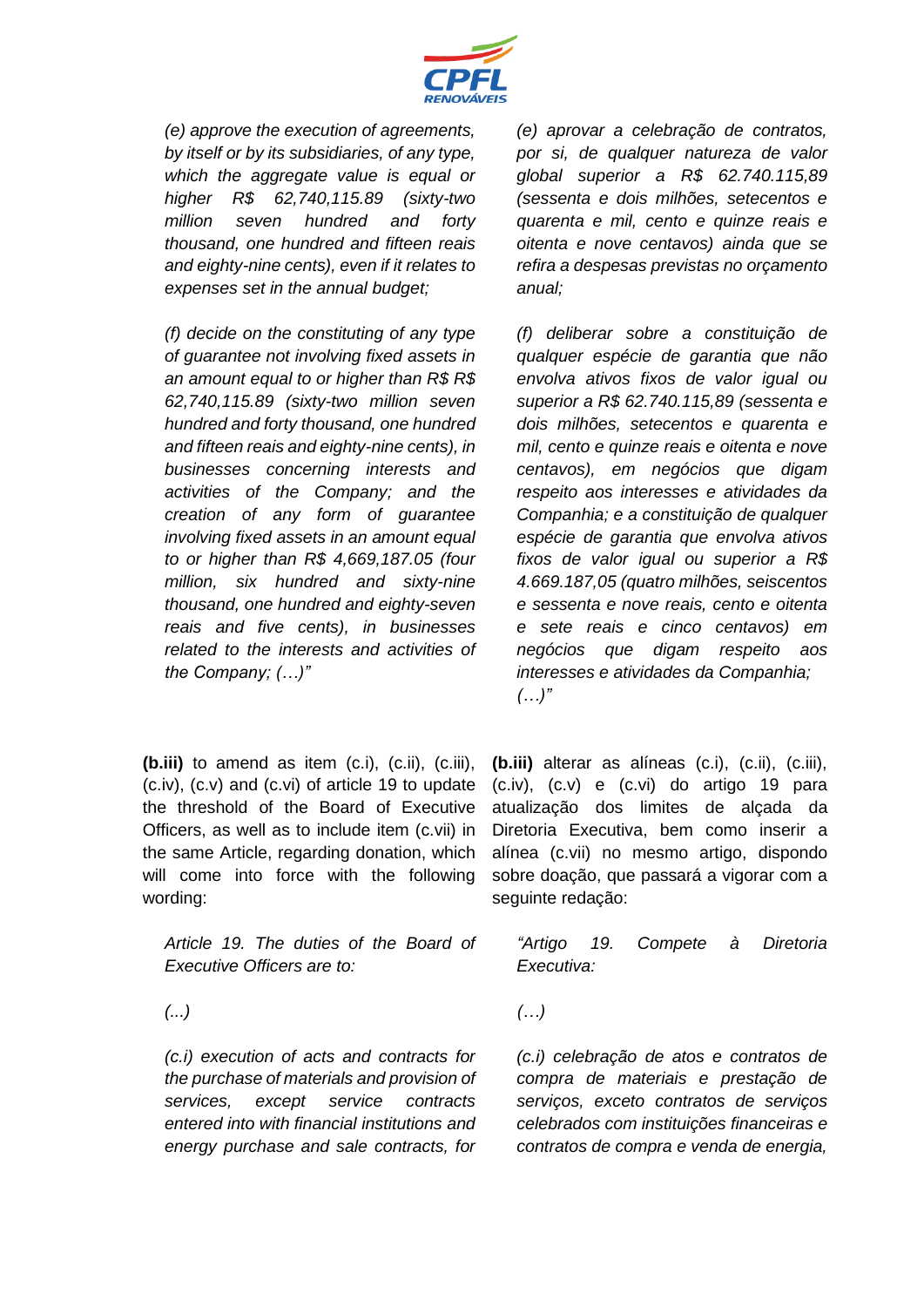*(e) approve the execution of agreements, by itself or by its subsidiaries, of any type, which the aggregate value is equal or higher R$ 62,740,115.89 (sixty-two million seven hundred and forty thousand, one hundred and fifteen reais and eighty-nine cents), even if it relates to expenses set in the annual budget;*

*(f) decide on the constituting of any type of guarantee not involving fixed assets in an amount equal to or higher than R$ R$ 62,740,115.89 (sixty-two million seven hundred and forty thousand, one hundred and fifteen reais and eighty-nine cents), in businesses concerning interests and activities of the Company; and the creation of any form of guarantee involving fixed assets in an amount equal to or higher than R$ 4,669,187.05 (four million, six hundred and sixty-nine thousand, one hundred and eighty-seven reais and five cents), in businesses related to the interests and activities of the Company; (…)"*

*(e) aprovar a celebração de contratos, por si, de qualquer natureza de valor global superior a R$ 62.740.115,89 (sessenta e dois milhões, setecentos e quarenta e mil, cento e quinze reais e oitenta e nove centavos) ainda que se refira a despesas previstas no orçamento anual;*

*(f) deliberar sobre a constituição de qualquer espécie de garantia que não envolva ativos fixos de valor igual ou superior a R$ 62.740.115,89 (sessenta e dois milhões, setecentos e quarenta e mil, cento e quinze reais e oitenta e nove centavos), em negócios que digam respeito aos interesses e atividades da Companhia; e a constituição de qualquer espécie de garantia que envolva ativos fixos de valor igual ou superior a R$ 4.669.187,05 (quatro milhões, seiscentos e sessenta e nove reais, cento e oitenta e sete reais e cinco centavos) em negócios que digam respeito aos interesses e atividades da Companhia; (…)"*

**(b.iii)** to amend as item (c.i), (c.ii), (c.iii), (c.iv), (c.v) and (c.vi) of article 19 to update the threshold of the Board of Executive Officers, as well as to include item (c.vii) in the same Article, regarding donation, which will come into force with the following wording:

*Article 19. The duties of the Board of Executive Officers are to:*

*(...)*

*(c.i) execution of acts and contracts for the purchase of materials and provision of services, except service contracts entered into with financial institutions and energy purchase and sale contracts, for*

**(b.iii)** alterar as alíneas (c.i), (c.ii), (c.iii), (c.iv), (c.v) e (c.vi) do artigo 19 para atualização dos limites de alçada da Diretoria Executiva, bem como inserir a alínea (c.vii) no mesmo artigo, dispondo sobre doação, que passará a vigorar com a seguinte redação:

*"Artigo 19. Compete à Diretoria Executiva:*

*(…)*

*(c.i) celebração de atos e contratos de compra de materiais e prestação de serviços, exceto contratos de serviços celebrados com instituições financeiras e contratos de compra e venda de energia,*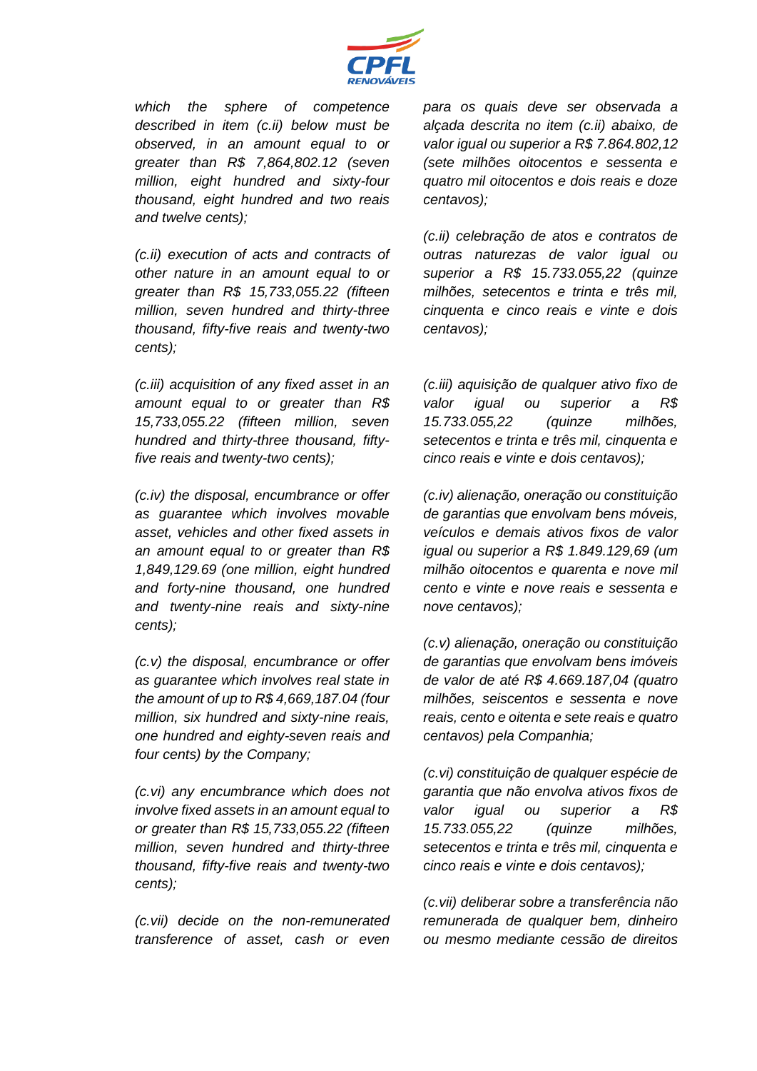*which the sphere of competence described in item (c.ii) below must be observed, in an amount equal to or greater than R$ 7,864,802.12 (seven million, eight hundred and sixty-four thousand, eight hundred and two reais and twelve cents);*

*(c.ii) execution of acts and contracts of other nature in an amount equal to or greater than R$ 15,733,055.22 (fifteen million, seven hundred and thirty-three thousand, fifty-five reais and twenty-two cents);*

*(c.iii) acquisition of any fixed asset in an amount equal to or greater than R$ 15,733,055.22 (fifteen million, seven hundred and thirty-three thousand, fifty-five reais and twenty-two cents);*

*(c.iv) the disposal, encumbrance or offer as guarantee which involves movable asset, vehicles and other fixed assets in an amount equal to or greater than R$ 1,849,129.69 (one million, eight hundred and forty-nine thousand, one hundred and twenty-nine reais and sixty-nine cents);*

*(c.v) the disposal, encumbrance or offer as guarantee which involves real state in the amount of up to R$ 4,669,187.04 (four million, six hundred and sixty-nine reais, one hundred and eighty-seven reais and four cents) by the Company;*

*(c.vi) any encumbrance which does not involve fixed assets in an amount equal to or greater than R$ 15,733,055.22 (fifteen million, seven hundred and thirty-three thousand, fifty-five reais and twenty-two cents);*

*(c.vii) decide on the non-remunerated transference of asset, cash or even*

*para os quais deve ser observada a alçada descrita no item (c.ii) abaixo, de valor igual ou superior a R$ 7.864.802,12 (sete milhões oitocentos e sessenta e quatro mil oitocentos e dois reais e doze centavos);*

*(c.ii) celebração de atos e contratos de outras naturezas de valor igual ou superior a R$ 15.733.055,22 (quinze milhões, setecentos e trinta e três mil, cinquenta e cinco reais e vinte e dois centavos);*

*(c.iii) aquisição de qualquer ativo fixo de valor igual ou superior a R$ 15.733.055,22 (quinze milhões, setecentos e trinta e três mil, cinquenta e cinco reais e vinte e dois centavos);*

*(c.iv) alienação, oneração ou constituição de garantias que envolvam bens móveis, veículos e demais ativos fixos de valor igual ou superior a R$ 1.849.129,69 (um milhão oitocentos e quarenta e nove mil cento e vinte e nove reais e sessenta e nove centavos);*

*(c.v) alienação, oneração ou constituição de garantias que envolvam bens imóveis de valor de até R$ 4.669.187,04 (quatro milhões, seiscentos e sessenta e nove reais, cento e oitenta e sete reais e quatro centavos) pela Companhia;*

*(c.vi) constituição de qualquer espécie de garantia que não envolva ativos fixos de valor igual ou superior a R$ 15.733.055,22 (quinze milhões, setecentos e trinta e três mil, cinquenta e cinco reais e vinte e dois centavos);*

*(c.vii) deliberar sobre a transferência não remunerada de qualquer bem, dinheiro ou mesmo mediante cessão de direitos*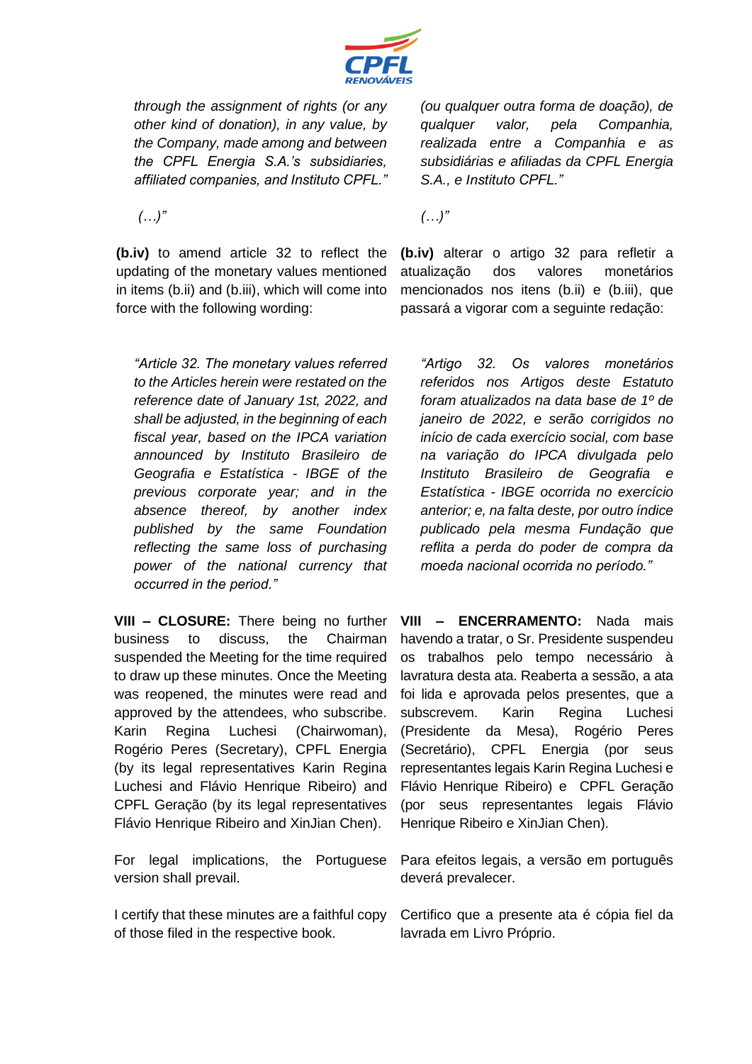*through the assignment of rights (or any other kind of donation), in any value, by the Company, made among and between the CPFL Energia S.A.'s subsidiaries, affiliated companies, and Instituto CPFL."*

*(…)"*

**(b.iv)** to amend article 32 to reflect the updating of the monetary values mentioned in items (b.ii) and (b.iii), which will come into force with the following wording:

*"Article 32. The monetary values referred to the Articles herein were restated on the reference date of January 1st, 2022, and shall be adjusted, in the beginning of each fiscal year, based on the IPCA variation announced by Instituto Brasileiro de Geografia e Estatística - IBGE of the previous corporate year; and in the absence thereof, by another index published by the same Foundation reflecting the same loss of purchasing power of the national currency that occurred in the period."*

**VIII – CLOSURE:** There being no further business to discuss, the Chairman suspended the Meeting for the time required to draw up these minutes. Once the Meeting was reopened, the minutes were read and approved by the attendees, who subscribe. Karin Regina Luchesi (Chairwoman), Rogério Peres (Secretary), CPFL Energia (by its legal representatives Karin Regina Luchesi and Flávio Henrique Ribeiro) and CPFL Geração (by its legal representatives Flávio Henrique Ribeiro and XinJian Chen).

For legal implications, the Portuguese version shall prevail.

I certify that these minutes are a faithful copy of those filed in the respective book.

*(ou qualquer outra forma de doação), de qualquer valor, pela Companhia, realizada entre a Companhia e as subsidiárias e afiliadas da CPFL Energia S.A., e Instituto CPFL."*

*(…)"*

**(b.iv)** alterar o artigo 32 para refletir a atualização dos valores monetários mencionados nos itens (b.ii) e (b.iii), que passará a vigorar com a seguinte redação:

*"Artigo 32. Os valores monetários referidos nos Artigos deste Estatuto foram atualizados na data base de 1º de janeiro de 2022, e serão corrigidos no início de cada exercício social, com base na variação do IPCA divulgada pelo Instituto Brasileiro de Geografia e Estatística - IBGE ocorrida no exercício anterior; e, na falta deste, por outro índice publicado pela mesma Fundação que reflita a perda do poder de compra da moeda nacional ocorrida no período."*

**VIII – ENCERRAMENTO:** Nada mais havendo a tratar, o Sr. Presidente suspendeu os trabalhos pelo tempo necessário à lavratura desta ata. Reaberta a sessão, a ata foi lida e aprovada pelos presentes, que a subscrevem. Karin Regina Luchesi (Presidente da Mesa), Rogério Peres (Secretário), CPFL Energia (por seus representantes legais Karin Regina Luchesi e Flávio Henrique Ribeiro) e CPFL Geração (por seus representantes legais Flávio Henrique Ribeiro e XinJian Chen).

Para efeitos legais, a versão em português deverá prevalecer.

Certifico que a presente ata é cópia fiel da lavrada em Livro Próprio.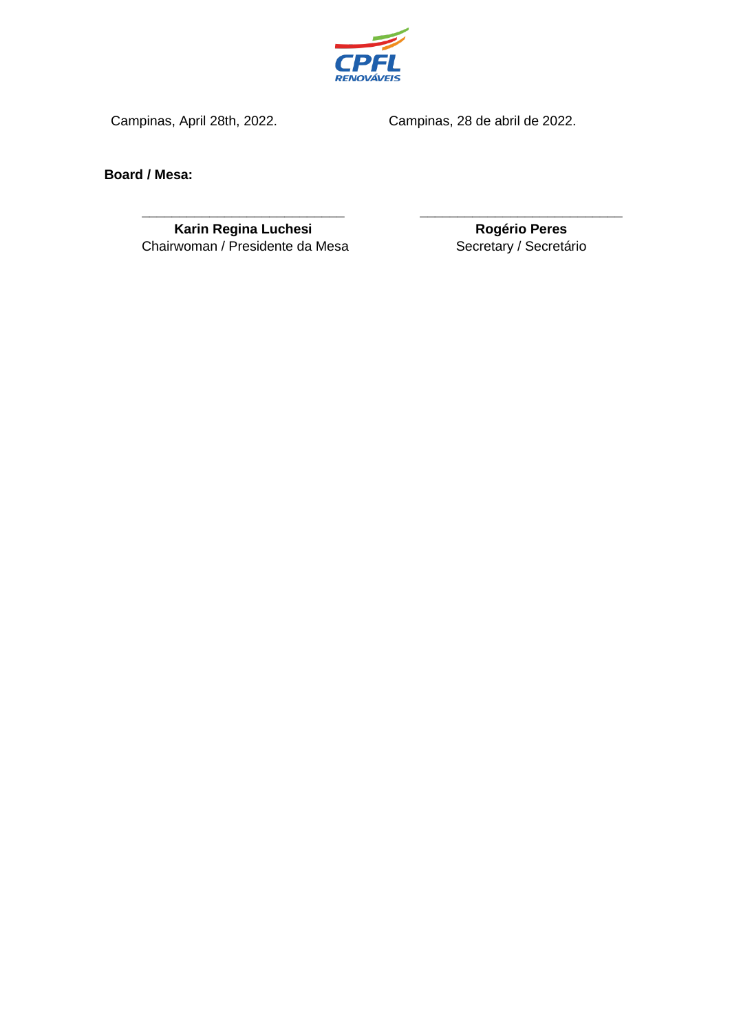Campinas, April 28th, 2022.

Campinas, 28 de abril de 2022.

**Board / Mesa:**

| | |
|---|---|
| \_\_\_\_\_\_\_\_\_\_\_\_\_\_\_\_\_\_\_\_\_\_\_\_\_\_\_\_ | \_\_\_\_\_\_\_\_\_\_\_\_\_\_\_\_\_\_\_\_\_\_\_\_\_\_\_\_ |
| **Karin Regina Luchesi** | **Rogério Peres** |
| Chairwoman / Presidente da Mesa | Secretary / Secretário |